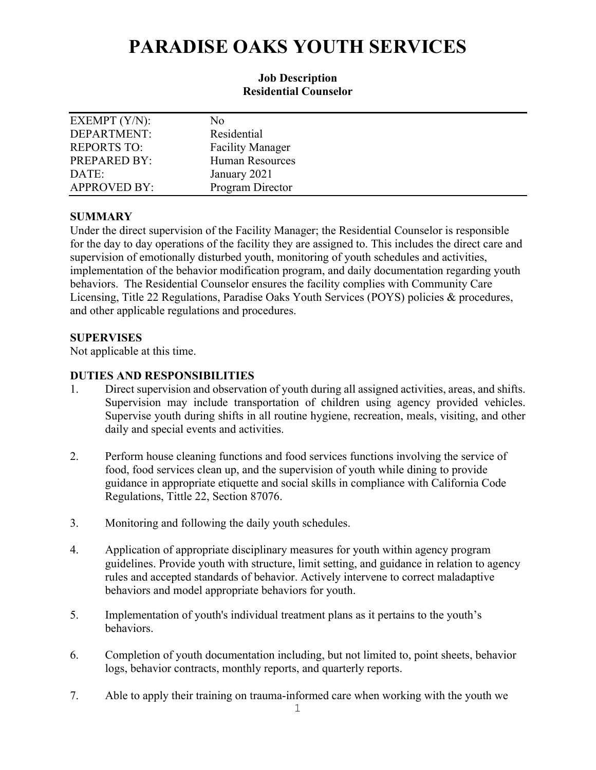# PARADISE OAKS YOUTH SERVICES

**Job Description**
**Residential Counselor**

| | |
|---|---|
| EXEMPT (Y/N): | No |
| DEPARTMENT: | Residential |
| REPORTS TO: | Facility Manager |
| PREPARED BY: | Human Resources |
| DATE: | January 2021 |
| APPROVED BY: | Program Director |

## SUMMARY

Under the direct supervision of the Facility Manager; the Residential Counselor is responsible for the day to day operations of the facility they are assigned to. This includes the direct care and supervision of emotionally disturbed youth, monitoring of youth schedules and activities, implementation of the behavior modification program, and daily documentation regarding youth behaviors. The Residential Counselor ensures the facility complies with Community Care Licensing, Title 22 Regulations, Paradise Oaks Youth Services (POYS) policies & procedures, and other applicable regulations and procedures.

## SUPERVISES

Not applicable at this time.

## DUTIES AND RESPONSIBILITIES

1. Direct supervision and observation of youth during all assigned activities, areas, and shifts. Supervision may include transportation of children using agency provided vehicles. Supervise youth during shifts in all routine hygiene, recreation, meals, visiting, and other daily and special events and activities.

2. Perform house cleaning functions and food services functions involving the service of food, food services clean up, and the supervision of youth while dining to provide guidance in appropriate etiquette and social skills in compliance with California Code Regulations, Tittle 22, Section 87076.

3. Monitoring and following the daily youth schedules.

4. Application of appropriate disciplinary measures for youth within agency program guidelines. Provide youth with structure, limit setting, and guidance in relation to agency rules and accepted standards of behavior. Actively intervene to correct maladaptive behaviors and model appropriate behaviors for youth.

5. Implementation of youth's individual treatment plans as it pertains to the youth's behaviors.

6. Completion of youth documentation including, but not limited to, point sheets, behavior logs, behavior contracts, monthly reports, and quarterly reports.

7. Able to apply their training on trauma-informed care when working with the youth we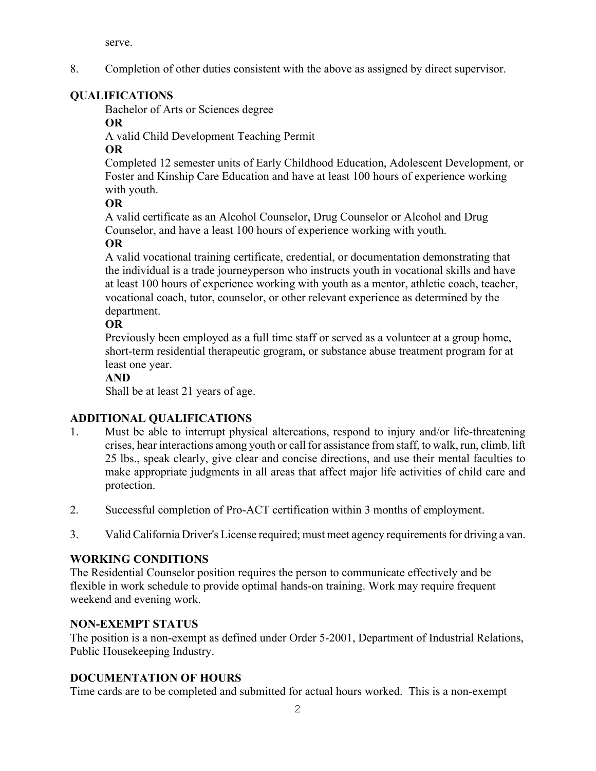serve.

8. Completion of other duties consistent with the above as assigned by direct supervisor.

## QUALIFICATIONS

Bachelor of Arts or Sciences degree

**OR**

A valid Child Development Teaching Permit

**OR**

Completed 12 semester units of Early Childhood Education, Adolescent Development, or Foster and Kinship Care Education and have at least 100 hours of experience working with youth.

**OR**

A valid certificate as an Alcohol Counselor, Drug Counselor or Alcohol and Drug Counselor, and have a least 100 hours of experience working with youth.

**OR**

A valid vocational training certificate, credential, or documentation demonstrating that the individual is a trade journeyperson who instructs youth in vocational skills and have at least 100 hours of experience working with youth as a mentor, athletic coach, teacher, vocational coach, tutor, counselor, or other relevant experience as determined by the department.

**OR**

Previously been employed as a full time staff or served as a volunteer at a group home, short-term residential therapeutic grogram, or substance abuse treatment program for at least one year.

**AND**

Shall be at least 21 years of age.

## ADDITIONAL QUALIFICATIONS

1. Must be able to interrupt physical altercations, respond to injury and/or life-threatening crises, hear interactions among youth or call for assistance from staff, to walk, run, climb, lift 25 lbs., speak clearly, give clear and concise directions, and use their mental faculties to make appropriate judgments in all areas that affect major life activities of child care and protection.

2. Successful completion of Pro-ACT certification within 3 months of employment.

3. Valid California Driver's License required; must meet agency requirements for driving a van.

## WORKING CONDITIONS

The Residential Counselor position requires the person to communicate effectively and be flexible in work schedule to provide optimal hands-on training. Work may require frequent weekend and evening work.

## NON-EXEMPT STATUS

The position is a non-exempt as defined under Order 5-2001, Department of Industrial Relations, Public Housekeeping Industry.

## DOCUMENTATION OF HOURS

Time cards are to be completed and submitted for actual hours worked. This is a non-exempt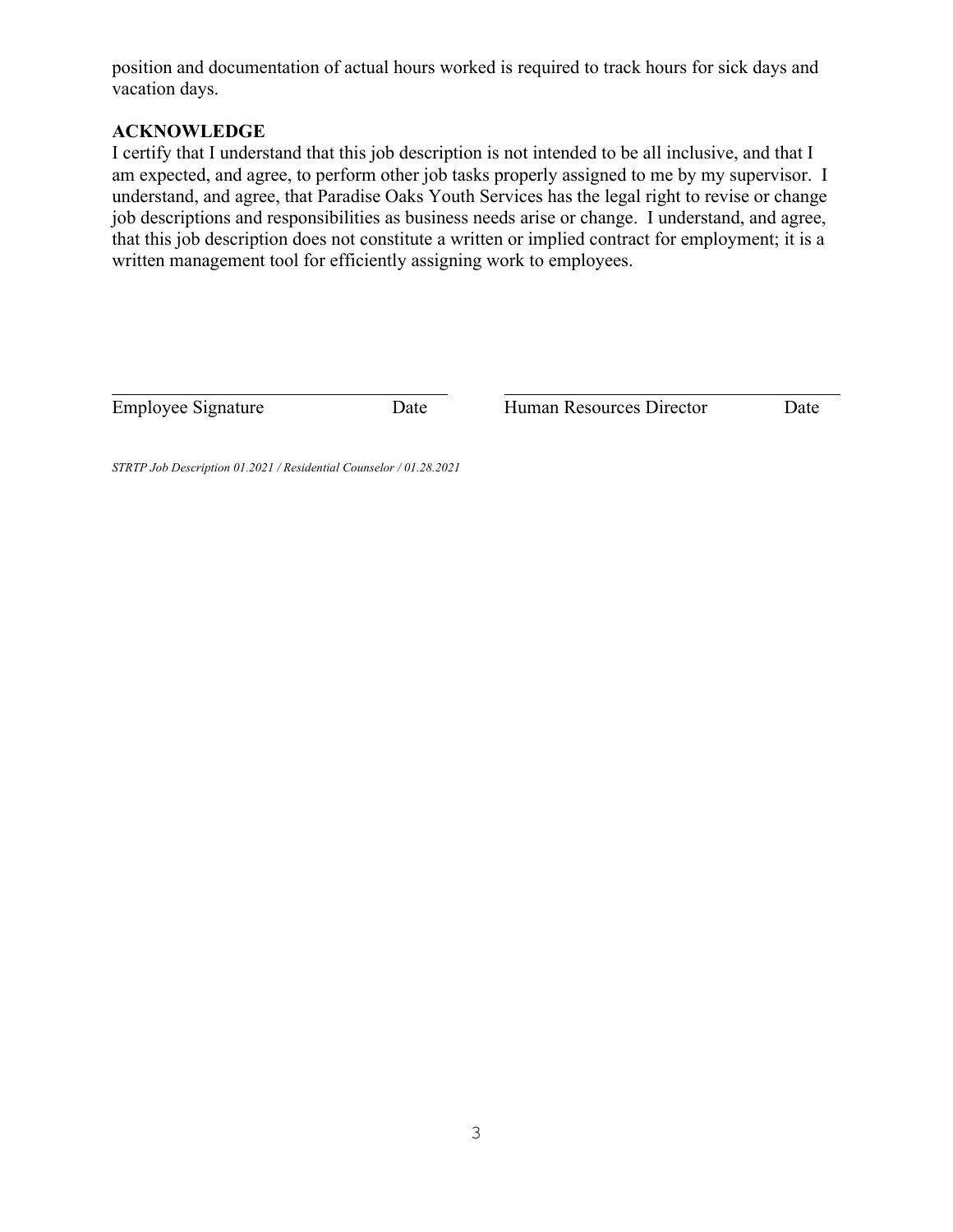position and documentation of actual hours worked is required to track hours for sick days and vacation days.

**ACKNOWLEDGE**

I certify that I understand that this job description is not intended to be all inclusive, and that I am expected, and agree, to perform other job tasks properly assigned to me by my supervisor. I understand, and agree, that Paradise Oaks Youth Services has the legal right to revise or change job descriptions and responsibilities as business needs arise or change. I understand, and agree, that this job description does not constitute a written or implied contract for employment; it is a written management tool for efficiently assigning work to employees.

\_\_\_\_\_\_\_\_\_\_\_\_\_\_\_\_\_\_\_\_\_\_\_\_\_\_\_\_\_\_\_\_\_\_\_\_\_\_ \_\_\_\_\_\_\_\_\_\_\_\_\_\_\_\_\_\_\_\_\_\_\_\_\_\_\_\_\_\_\_\_\_\_\_\_\_\_

Employee Signature Date Human Resources Director Date

*STRTP Job Description 01.2021 / Residential Counselor / 01.28.2021*